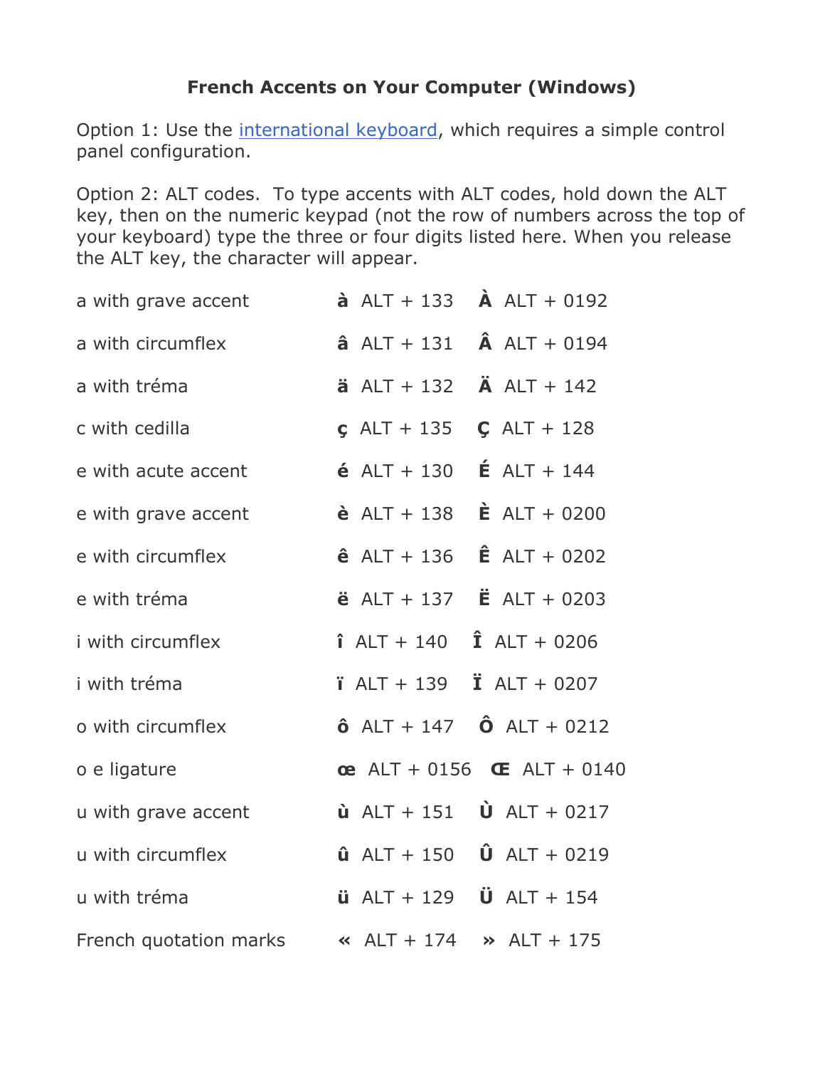# French Accents on Your Computer (Windows)

Option 1: Use the [international keyboard](), which requires a simple control panel configuration.

Option 2: ALT codes. To type accents with ALT codes, hold down the ALT key, then on the numeric keypad (not the row of numbers across the top of your keyboard) type the three or four digits listed here. When you release the ALT key, the character will appear.

| | | |
|---|---|---|
| a with grave accent | **à** ALT + 133 | **À** ALT + 0192 |
| a with circumflex | **â** ALT + 131 | **Â** ALT + 0194 |
| a with tréma | **ä** ALT + 132 | **Ä** ALT + 142 |
| c with cedilla | **ç** ALT + 135 | **Ç** ALT + 128 |
| e with acute accent | **é** ALT + 130 | **É** ALT + 144 |
| e with grave accent | **è** ALT + 138 | **È** ALT + 0200 |
| e with circumflex | **ê** ALT + 136 | **Ê** ALT + 0202 |
| e with tréma | **ë** ALT + 137 | **Ë** ALT + 0203 |
| i with circumflex | **î** ALT + 140 | **Î** ALT + 0206 |
| i with tréma | **ï** ALT + 139 | **Ï** ALT + 0207 |
| o with circumflex | **ô** ALT + 147 | **Ô** ALT + 0212 |
| o e ligature | **œ** ALT + 0156 | **Œ** ALT + 0140 |
| u with grave accent | **ù** ALT + 151 | **Ù** ALT + 0217 |
| u with circumflex | **û** ALT + 150 | **Û** ALT + 0219 |
| u with tréma | **ü** ALT + 129 | **Ü** ALT + 154 |
| French quotation marks | **«** ALT + 174 | **»** ALT + 175 |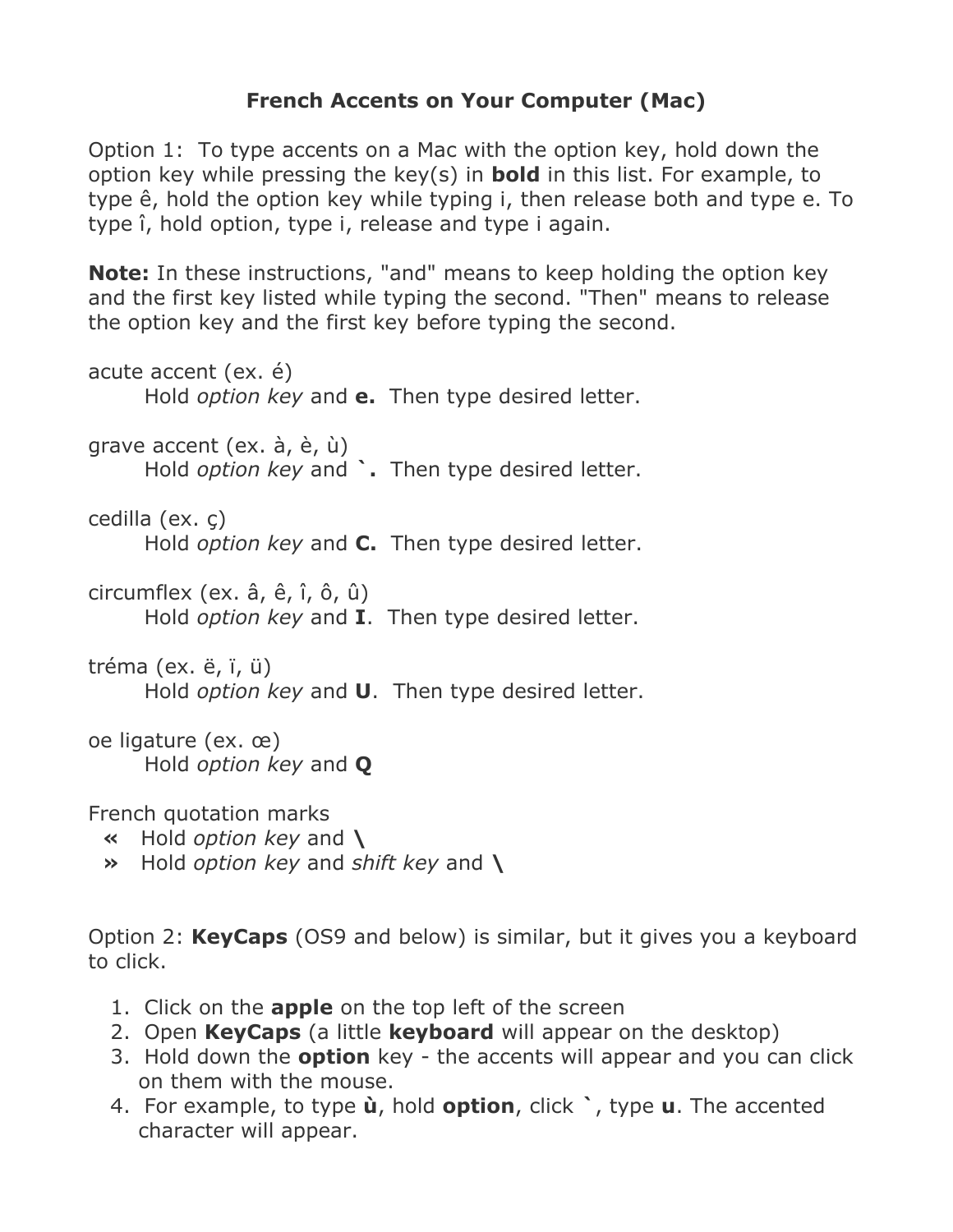# French Accents on Your Computer (Mac)

Option 1: To type accents on a Mac with the option key, hold down the option key while pressing the key(s) in **bold** in this list. For example, to type ê, hold the option key while typing i, then release both and type e. To type î, hold option, type i, release and type i again.

**Note:** In these instructions, "and" means to keep holding the option key and the first key listed while typing the second. "Then" means to release the option key and the first key before typing the second.

acute accent (ex. é)
Hold *option key* and **e.** Then type desired letter.

grave accent (ex. à, è, ù)
Hold *option key* and **`.** Then type desired letter.

cedilla (ex. ç)
Hold *option key* and **C.** Then type desired letter.

circumflex (ex. â, ê, î, ô, û)
Hold *option key* and **I**. Then type desired letter.

tréma (ex. ë, ï, ü)
Hold *option key* and **U**. Then type desired letter.

oe ligature (ex. œ)
Hold *option key* and **Q**

French quotation marks

- **«** Hold *option key* and **\**
- **»** Hold *option key* and *shift key* and **\**

Option 2: **KeyCaps** (OS9 and below) is similar, but it gives you a keyboard to click.

1. Click on the **apple** on the top left of the screen
2. Open **KeyCaps** (a little **keyboard** will appear on the desktop)
3. Hold down the **option** key - the accents will appear and you can click on them with the mouse.
4. For example, to type **ù**, hold **option**, click **`**, type **u**. The accented character will appear.